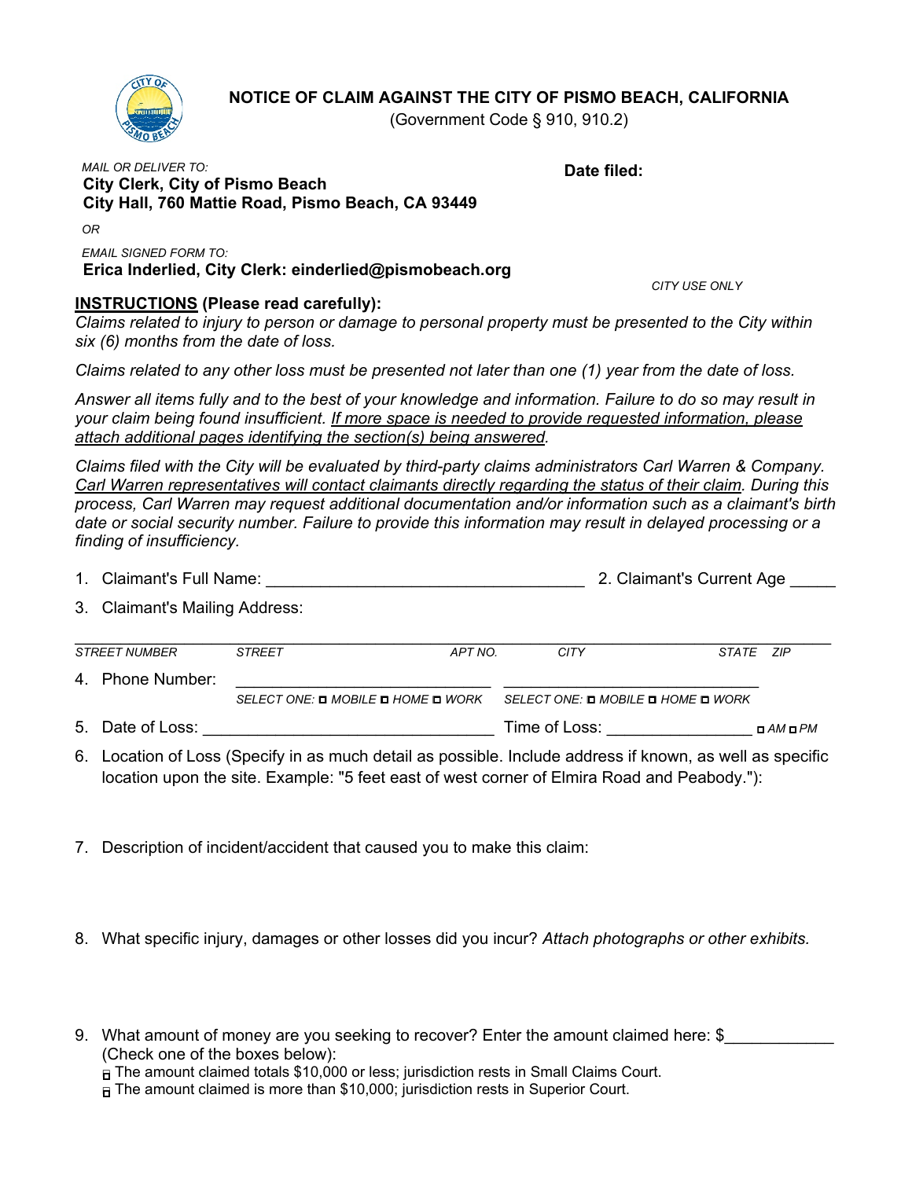# NOTICE OF CLAIM AGAINST THE CITY OF PISMO BEACH, CALIFORNIA

(Government Code § 910, 910.2)

*MAIL OR DELIVER TO:*
**City Clerk, City of Pismo Beach**
**City Hall, 760 Mattie Road, Pismo Beach, CA 93449**

**Date filed:**

*OR*

*EMAIL SIGNED FORM TO:*
**Erica Inderlied, City Clerk: einderlied@pismobeach.org**

*CITY USE ONLY*

**INSTRUCTIONS (Please read carefully):**

*Claims related to injury to person or damage to personal property must be presented to the City within six (6) months from the date of loss.*

*Claims related to any other loss must be presented not later than one (1) year from the date of loss.*

*Answer all items fully and to the best of your knowledge and information. Failure to do so may result in your claim being found insufficient. If more space is needed to provide requested information, please attach additional pages identifying the section(s) being answered.*

*Claims filed with the City will be evaluated by third-party claims administrators Carl Warren & Company. Carl Warren representatives will contact claimants directly regarding the status of their claim. During this process, Carl Warren may request additional documentation and/or information such as a claimant's birth date or social security number. Failure to provide this information may result in delayed processing or a finding of insufficiency.*

1. Claimant's Full Name: ___________________________________ 2. Claimant's Current Age _____

3. Claimant's Mailing Address:

______________________________________________________________________________

*STREET NUMBER STREET APT NO. CITY STATE ZIP*

4. Phone Number: ____________________________ ____________________________

   *SELECT ONE: ☐ MOBILE ☐ HOME ☐ WORK* *SELECT ONE: ☐ MOBILE ☐ HOME ☐ WORK*

5. Date of Loss: _______________________________ Time of Loss: ________________ *☐ AM ☐ PM*

6. Location of Loss (Specify in as much detail as possible. Include address if known, as well as specific location upon the site. Example: "5 feet east of west corner of Elmira Road and Peabody."):

7. Description of incident/accident that caused you to make this claim:

8. What specific injury, damages or other losses did you incur? *Attach photographs or other exhibits.*

9. What amount of money are you seeking to recover? Enter the amount claimed here: $____________
   (Check one of the boxes below):
   - ☐ The amount claimed totals $10,000 or less; jurisdiction rests in Small Claims Court.
   - ☐ The amount claimed is more than $10,000; jurisdiction rests in Superior Court.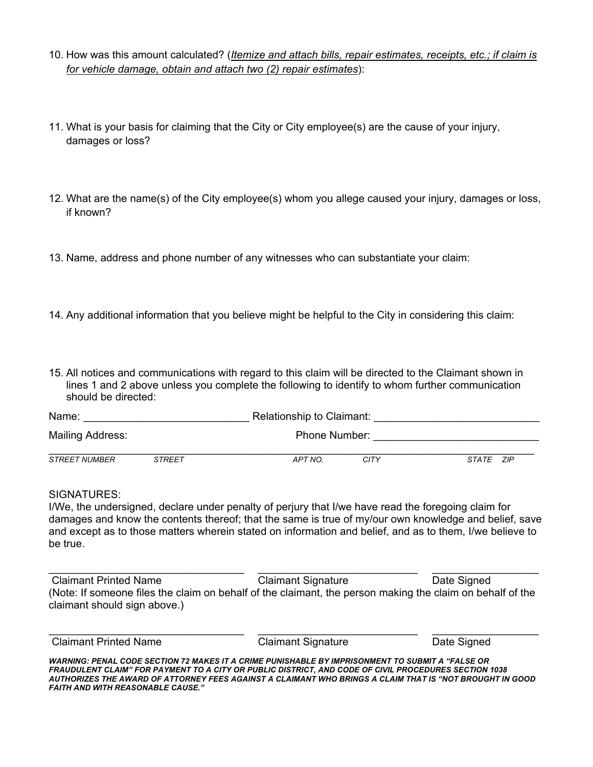10. How was this amount calculated? (*Itemize and attach bills, repair estimates, receipts, etc.; if claim is for vehicle damage, obtain and attach two (2) repair estimates*):

11. What is your basis for claiming that the City or City employee(s) are the cause of your injury, damages or loss?

12. What are the name(s) of the City employee(s) whom you allege caused your injury, damages or loss, if known?

13. Name, address and phone number of any witnesses who can substantiate your claim:

14. Any additional information that you believe might be helpful to the City in considering this claim:

15. All notices and communications with regard to this claim will be directed to the Claimant shown in lines 1 and 2 above unless you complete the following to identify to whom further communication should be directed:

Name: ___________________________ Relationship to Claimant: ___________________________

Mailing Address: Phone Number: ___________________________

_____________________________________________________________________________

*STREET NUMBER* *STREET* *APT NO.* *CITY* *STATE* *ZIP*

SIGNATURES:
I/We, the undersigned, declare under penalty of perjury that I/we have read the foregoing claim for damages and know the contents thereof; that the same is true of my/our own knowledge and belief, save and except as to those matters wherein stated on information and belief, and as to them, I/we believe to be true.

_________________________________ _____________________________ __________________

Claimant Printed Name Claimant Signature Date Signed

(Note: If someone files the claim on behalf of the claimant, the person making the claim on behalf of the claimant should sign above.)

_________________________________ _____________________________ __________________

Claimant Printed Name Claimant Signature Date Signed

***WARNING: PENAL CODE SECTION 72 MAKES IT A CRIME PUNISHABLE BY IMPRISONMENT TO SUBMIT A "FALSE OR FRAUDULENT CLAIM" FOR PAYMENT TO A CITY OR PUBLIC DISTRICT, AND CODE OF CIVIL PROCEDURES SECTION 1038 AUTHORIZES THE AWARD OF ATTORNEY FEES AGAINST A CLAIMANT WHO BRINGS A CLAIM THAT IS "NOT BROUGHT IN GOOD FAITH AND WITH REASONABLE CAUSE."***